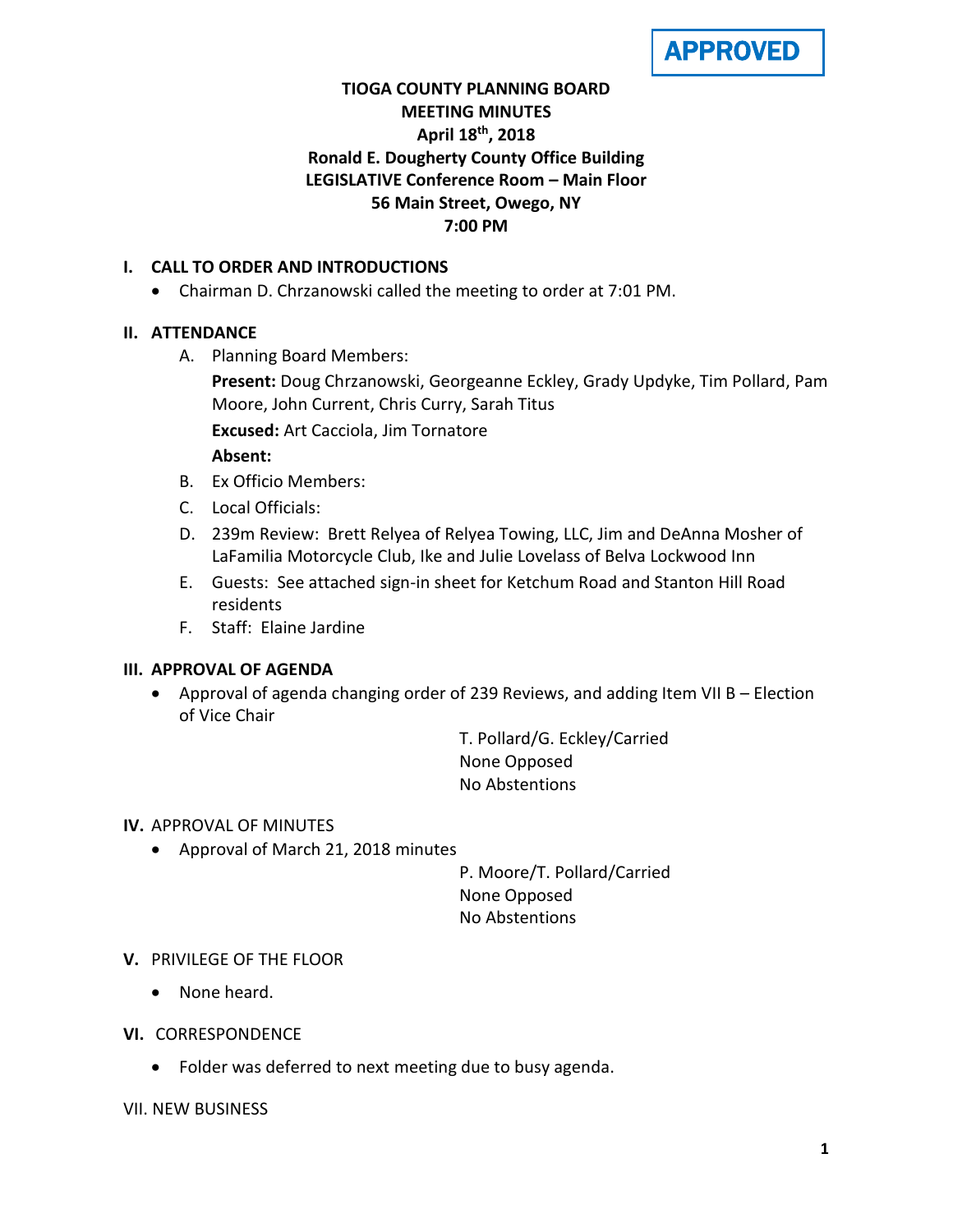APPROVED

# TIOGA COUNTY PLANNING BOARD
## MEETING MINUTES
**April 18th, 2018**
**Ronald E. Dougherty County Office Building**
**LEGISLATIVE Conference Room – Main Floor**
**56 Main Street, Owego, NY**
**7:00 PM**

## I. CALL TO ORDER AND INTRODUCTIONS

- Chairman D. Chrzanowski called the meeting to order at 7:01 PM.

## II. ATTENDANCE

A. Planning Board Members:

**Present:** Doug Chrzanowski, Georgeanne Eckley, Grady Updyke, Tim Pollard, Pam Moore, John Current, Chris Curry, Sarah Titus

**Excused:** Art Cacciola, Jim Tornatore

**Absent:**

B. Ex Officio Members:

C. Local Officials:

D. 239m Review: Brett Relyea of Relyea Towing, LLC, Jim and DeAnna Mosher of LaFamilia Motorcycle Club, Ike and Julie Lovelass of Belva Lockwood Inn

E. Guests: See attached sign-in sheet for Ketchum Road and Stanton Hill Road residents

F. Staff: Elaine Jardine

## III. APPROVAL OF AGENDA

- Approval of agenda changing order of 239 Reviews, and adding Item VII B – Election of Vice Chair

T. Pollard/G. Eckley/Carried
None Opposed
No Abstentions

## IV. APPROVAL OF MINUTES

- Approval of March 21, 2018 minutes

P. Moore/T. Pollard/Carried
None Opposed
No Abstentions

## V. PRIVILEGE OF THE FLOOR

- None heard.

## VI. CORRESPONDENCE

- Folder was deferred to next meeting due to busy agenda.

## VII. NEW BUSINESS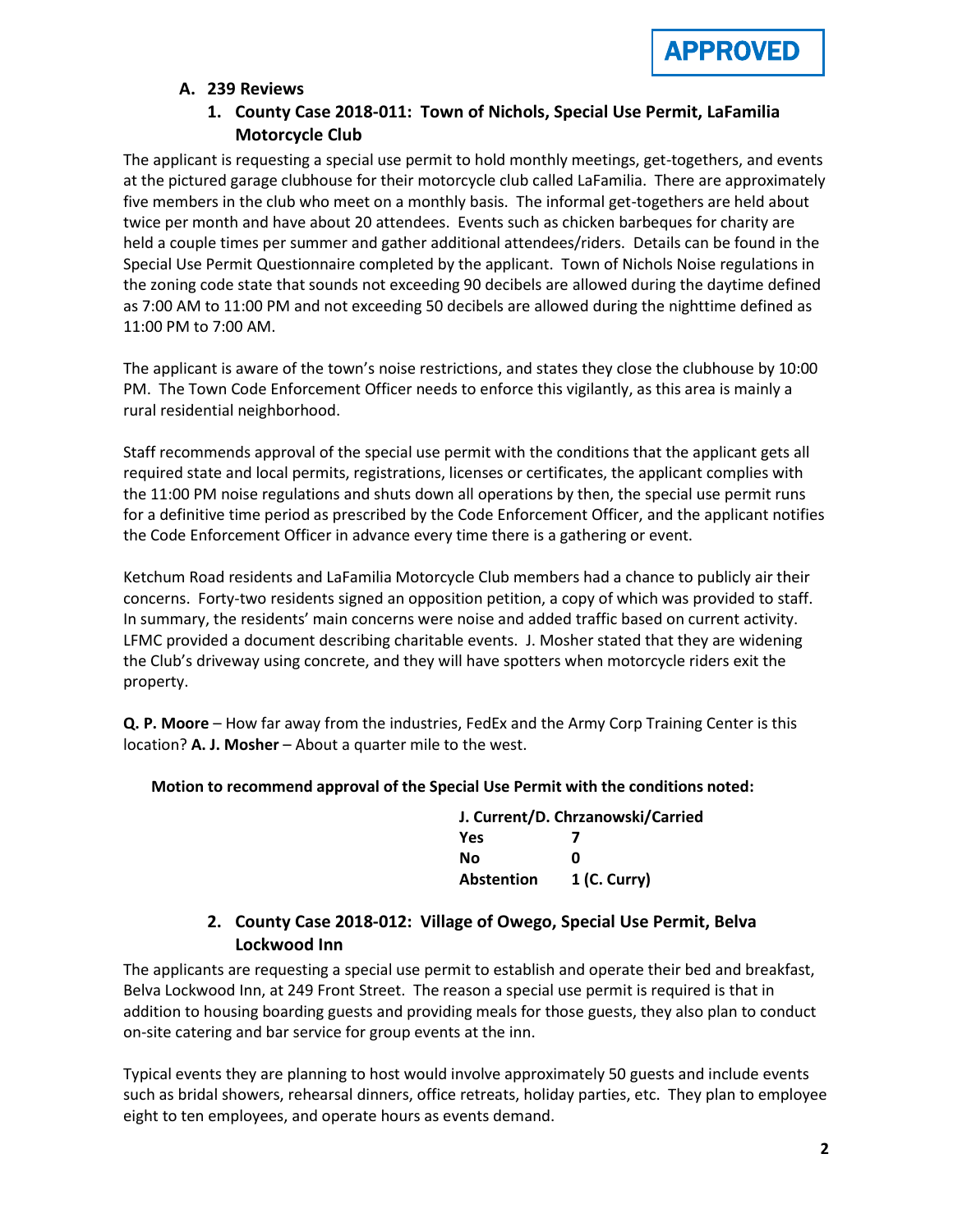APPROVED

## A. 239 Reviews

### 1. County Case 2018-011: Town of Nichols, Special Use Permit, LaFamilia Motorcycle Club

The applicant is requesting a special use permit to hold monthly meetings, get-togethers, and events at the pictured garage clubhouse for their motorcycle club called LaFamilia. There are approximately five members in the club who meet on a monthly basis. The informal get-togethers are held about twice per month and have about 20 attendees. Events such as chicken barbeques for charity are held a couple times per summer and gather additional attendees/riders. Details can be found in the Special Use Permit Questionnaire completed by the applicant. Town of Nichols Noise regulations in the zoning code state that sounds not exceeding 90 decibels are allowed during the daytime defined as 7:00 AM to 11:00 PM and not exceeding 50 decibels are allowed during the nighttime defined as 11:00 PM to 7:00 AM.

The applicant is aware of the town's noise restrictions, and states they close the clubhouse by 10:00 PM. The Town Code Enforcement Officer needs to enforce this vigilantly, as this area is mainly a rural residential neighborhood.

Staff recommends approval of the special use permit with the conditions that the applicant gets all required state and local permits, registrations, licenses or certificates, the applicant complies with the 11:00 PM noise regulations and shuts down all operations by then, the special use permit runs for a definitive time period as prescribed by the Code Enforcement Officer, and the applicant notifies the Code Enforcement Officer in advance every time there is a gathering or event.

Ketchum Road residents and LaFamilia Motorcycle Club members had a chance to publicly air their concerns. Forty-two residents signed an opposition petition, a copy of which was provided to staff. In summary, the residents' main concerns were noise and added traffic based on current activity. LFMC provided a document describing charitable events. J. Mosher stated that they are widening the Club's driveway using concrete, and they will have spotters when motorcycle riders exit the property.

**Q. P. Moore** – How far away from the industries, FedEx and the Army Corp Training Center is this location? **A. J. Mosher** – About a quarter mile to the west.

**Motion to recommend approval of the Special Use Permit with the conditions noted:**

| J. Current/D. Chrzanowski/Carried | |
|---|---|
| Yes | 7 |
| No | 0 |
| Abstention | 1 (C. Curry) |

### 2. County Case 2018-012: Village of Owego, Special Use Permit, Belva Lockwood Inn

The applicants are requesting a special use permit to establish and operate their bed and breakfast, Belva Lockwood Inn, at 249 Front Street. The reason a special use permit is required is that in addition to housing boarding guests and providing meals for those guests, they also plan to conduct on-site catering and bar service for group events at the inn.

Typical events they are planning to host would involve approximately 50 guests and include events such as bridal showers, rehearsal dinners, office retreats, holiday parties, etc. They plan to employee eight to ten employees, and operate hours as events demand.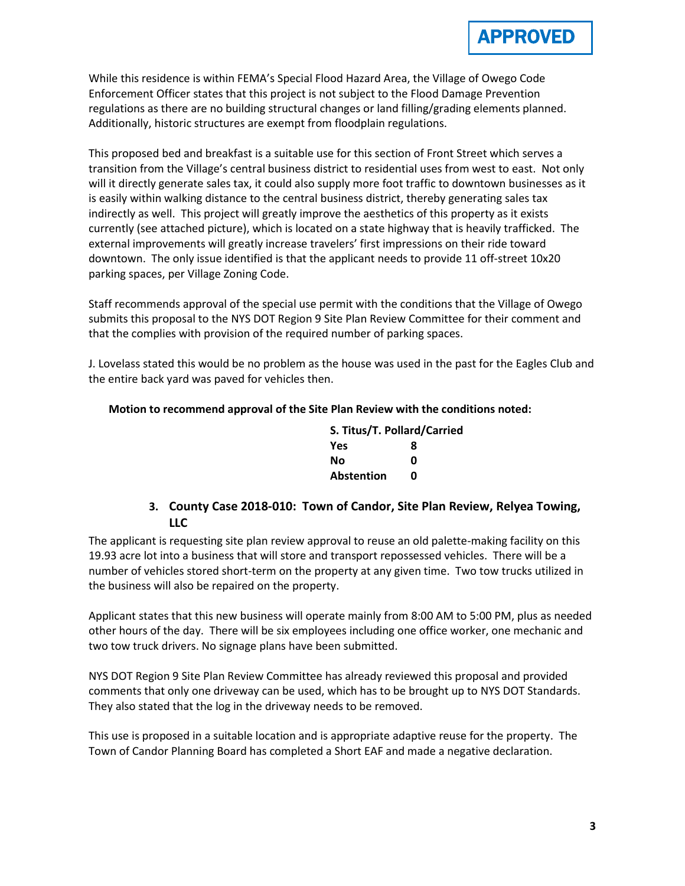**APPROVED**

While this residence is within FEMA's Special Flood Hazard Area, the Village of Owego Code Enforcement Officer states that this project is not subject to the Flood Damage Prevention regulations as there are no building structural changes or land filling/grading elements planned. Additionally, historic structures are exempt from floodplain regulations.

This proposed bed and breakfast is a suitable use for this section of Front Street which serves a transition from the Village's central business district to residential uses from west to east. Not only will it directly generate sales tax, it could also supply more foot traffic to downtown businesses as it is easily within walking distance to the central business district, thereby generating sales tax indirectly as well. This project will greatly improve the aesthetics of this property as it exists currently (see attached picture), which is located on a state highway that is heavily trafficked. The external improvements will greatly increase travelers' first impressions on their ride toward downtown. The only issue identified is that the applicant needs to provide 11 off-street 10x20 parking spaces, per Village Zoning Code.

Staff recommends approval of the special use permit with the conditions that the Village of Owego submits this proposal to the NYS DOT Region 9 Site Plan Review Committee for their comment and that the complies with provision of the required number of parking spaces.

J. Lovelass stated this would be no problem as the house was used in the past for the Eagles Club and the entire back yard was paved for vehicles then.

**Motion to recommend approval of the Site Plan Review with the conditions noted:**

**S. Titus/T. Pollard/Carried**

| | |
|---|---|
| **Yes** | **8** |
| **No** | **0** |
| **Abstention** | **0** |

### 3. County Case 2018-010: Town of Candor, Site Plan Review, Relyea Towing, LLC

The applicant is requesting site plan review approval to reuse an old palette-making facility on this 19.93 acre lot into a business that will store and transport repossessed vehicles. There will be a number of vehicles stored short-term on the property at any given time. Two tow trucks utilized in the business will also be repaired on the property.

Applicant states that this new business will operate mainly from 8:00 AM to 5:00 PM, plus as needed other hours of the day. There will be six employees including one office worker, one mechanic and two tow truck drivers. No signage plans have been submitted.

NYS DOT Region 9 Site Plan Review Committee has already reviewed this proposal and provided comments that only one driveway can be used, which has to be brought up to NYS DOT Standards. They also stated that the log in the driveway needs to be removed.

This use is proposed in a suitable location and is appropriate adaptive reuse for the property. The Town of Candor Planning Board has completed a Short EAF and made a negative declaration.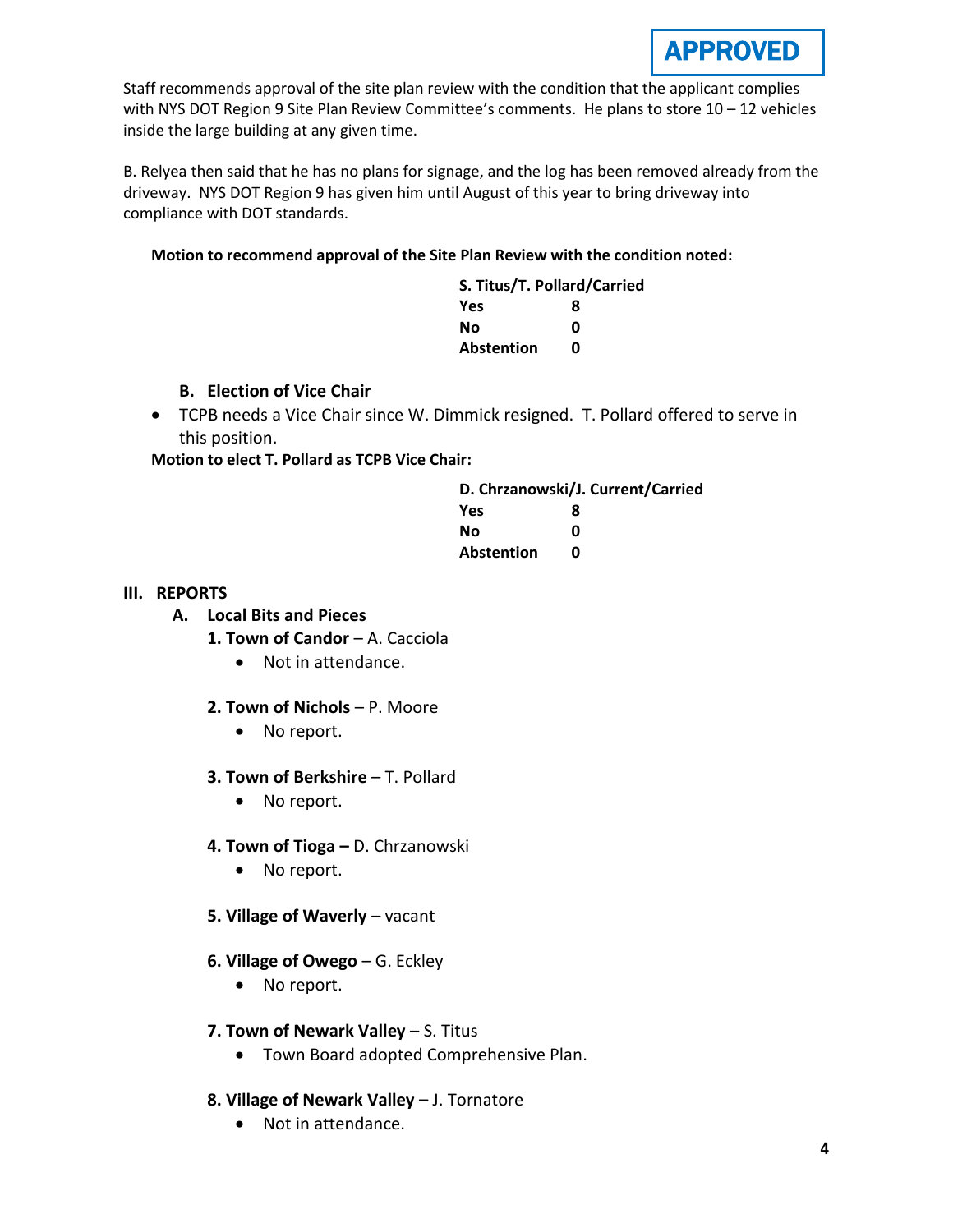**APPROVED**

Staff recommends approval of the site plan review with the condition that the applicant complies with NYS DOT Region 9 Site Plan Review Committee's comments. He plans to store 10 – 12 vehicles inside the large building at any given time.

B. Relyea then said that he has no plans for signage, and the log has been removed already from the driveway. NYS DOT Region 9 has given him until August of this year to bring driveway into compliance with DOT standards.

**Motion to recommend approval of the Site Plan Review with the condition noted:**

**S. Titus/T. Pollard/Carried**

| | |
|---|---|
| **Yes** | **8** |
| **No** | **0** |
| **Abstention** | **0** |

### B. Election of Vice Chair

- TCPB needs a Vice Chair since W. Dimmick resigned. T. Pollard offered to serve in this position.

**Motion to elect T. Pollard as TCPB Vice Chair:**

**D. Chrzanowski/J. Current/Carried**

| | |
|---|---|
| **Yes** | **8** |
| **No** | **0** |
| **Abstention** | **0** |

## III. REPORTS

### A. Local Bits and Pieces

**1. Town of Candor** – A. Cacciola

- Not in attendance.

**2. Town of Nichols** – P. Moore

- No report.

**3. Town of Berkshire** – T. Pollard

- No report.

**4. Town of Tioga –** D. Chrzanowski

- No report.

**5. Village of Waverly** – vacant

**6. Village of Owego** – G. Eckley

- No report.

**7. Town of Newark Valley** – S. Titus

- Town Board adopted Comprehensive Plan.

**8. Village of Newark Valley –** J. Tornatore

- Not in attendance.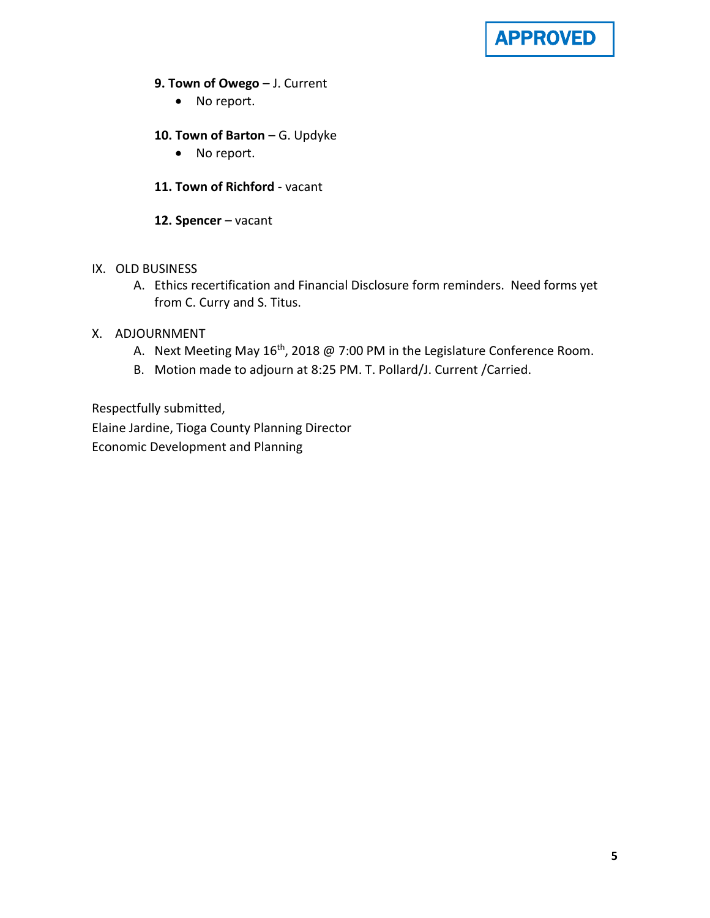APPROVED

**9. Town of Owego** – J. Current

- No report.

**10. Town of Barton** – G. Updyke

- No report.

**11. Town of Richford** - vacant

**12. Spencer** – vacant

IX. OLD BUSINESS

A. Ethics recertification and Financial Disclosure form reminders. Need forms yet from C. Curry and S. Titus.

X. ADJOURNMENT

A. Next Meeting May 16th, 2018 @ 7:00 PM in the Legislature Conference Room.

B. Motion made to adjourn at 8:25 PM. T. Pollard/J. Current /Carried.

Respectfully submitted,

Elaine Jardine, Tioga County Planning Director

Economic Development and Planning